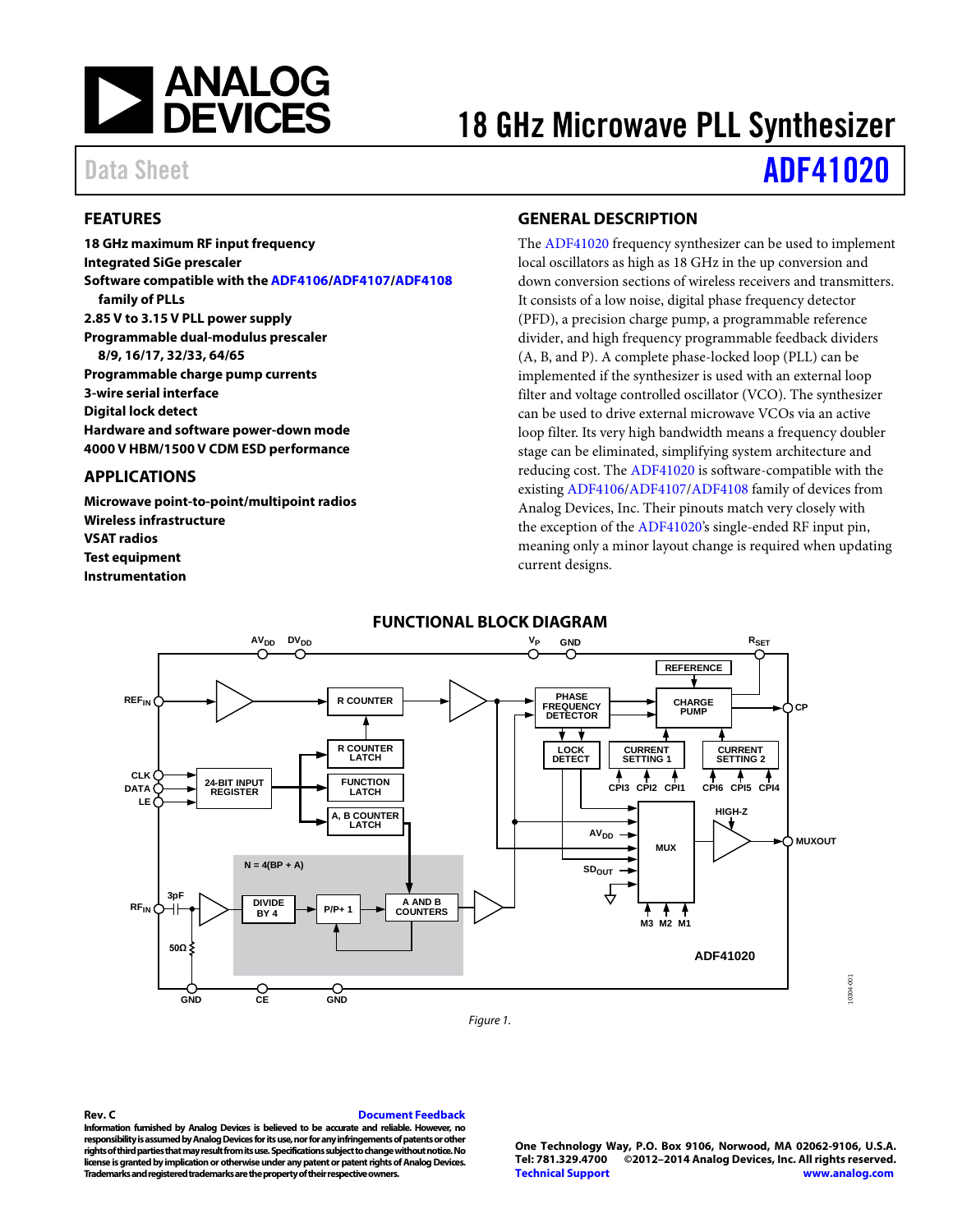# 18 GHz Microwave PLL Synthesizer

Data Sheet **ADF41020**

## FEATURES

**18 GHz maximum RF input frequency**
**Integrated SiGe prescaler**
**Software compatible with the ADF4106/ADF4107/ADF4108 family of PLLs**
**2.85 V to 3.15 V PLL power supply**
**Programmable dual-modulus prescaler 8/9, 16/17, 32/33, 64/65**
**Programmable charge pump currents**
**3-wire serial interface**
**Digital lock detect**
**Hardware and software power-down mode**
**4000 V HBM/1500 V CDM ESD performance**

## APPLICATIONS

**Microwave point-to-point/multipoint radios**
**Wireless infrastructure**
**VSAT radios**
**Test equipment**
**Instrumentation**

## GENERAL DESCRIPTION

The ADF41020 frequency synthesizer can be used to implement local oscillators as high as 18 GHz in the up conversion and down conversion sections of wireless receivers and transmitters. It consists of a low noise, digital phase frequency detector (PFD), a precision charge pump, a programmable reference divider, and high frequency programmable feedback dividers (A, B, and P). A complete phase-locked loop (PLL) can be implemented if the synthesizer is used with an external loop filter and voltage controlled oscillator (VCO). The synthesizer can be used to drive external microwave VCOs via an active loop filter. Its very high bandwidth means a frequency doubler stage can be eliminated, simplifying system architecture and reducing cost. The ADF41020 is software-compatible with the existing ADF4106/ADF4107/ADF4108 family of devices from Analog Devices, Inc. Their pinouts match very closely with the exception of the ADF41020's single-ended RF input pin, meaning only a minor layout change is required when updating current designs.

## FUNCTIONAL BLOCK DIAGRAM

Figure 1.

Rev. C

Information furnished by Analog Devices is believed to be accurate and reliable. However, no responsibility is assumed by Analog Devices for its use, nor for any infringements of patents or other rights of third parties that may result from its use. Specifications subject to change without notice. No license is granted by implication or otherwise under any patent or patent rights of Analog Devices. Trademarks and registered trademarks are the property of their respective owners.

One Technology Way, P.O. Box 9106, Norwood, MA 02062-9106, U.S.A.
Tel: 781.329.4700 ©2012–2014 Analog Devices, Inc. All rights reserved.
Technical Support www.analog.com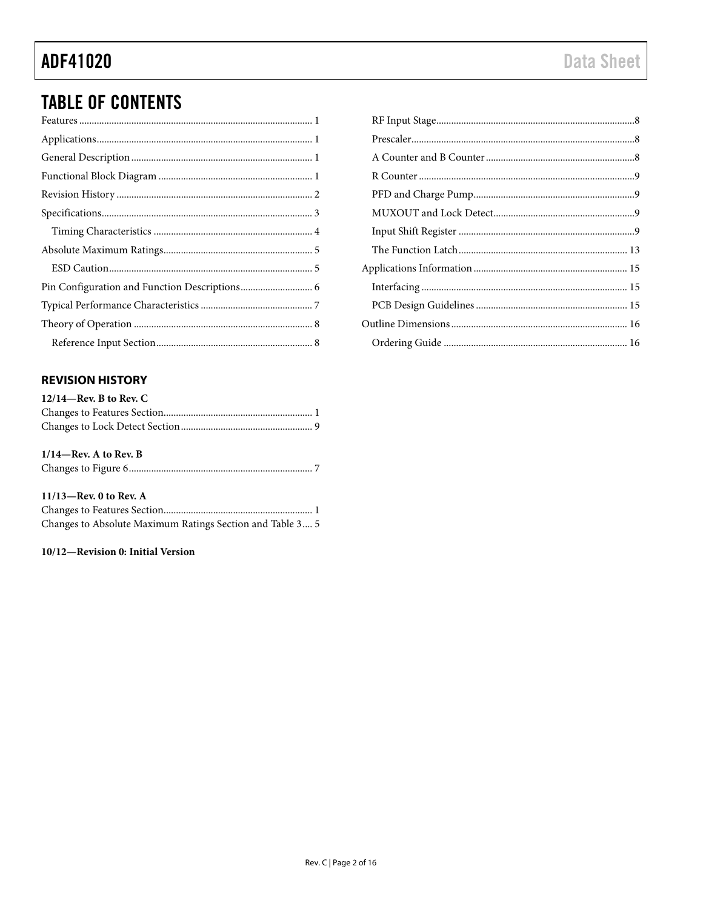## TABLE OF CONTENTS

Features ............ 1
Applications ............ 1
General Description ............ 1
Functional Block Diagram ............ 1
Revision History ............ 2
Specifications ............ 3
  Timing Characteristics ............ 4
Absolute Maximum Ratings ............ 5
  ESD Caution ............ 5
Pin Configuration and Function Descriptions ............ 6
Typical Performance Characteristics ............ 7
Theory of Operation ............ 8
  Reference Input Section ............ 8
  RF Input Stage ............ 8
  Prescaler ............ 8
  A Counter and B Counter ............ 8
  R Counter ............ 9
  PFD and Charge Pump ............ 9
  MUXOUT and Lock Detect ............ 9
  Input Shift Register ............ 9
  The Function Latch ............ 13
Applications Information ............ 15
  Interfacing ............ 15
  PCB Design Guidelines ............ 15
Outline Dimensions ............ 16
  Ordering Guide ............ 16

### REVISION HISTORY

**12/14—Rev. B to Rev. C**

Changes to Features Section ............ 1
Changes to Lock Detect Section ............ 9

**1/14—Rev. A to Rev. B**

Changes to Figure 6 ............ 7

**11/13—Rev. 0 to Rev. A**

Changes to Features Section ............ 1
Changes to Absolute Maximum Ratings Section and Table 3 .... 5

**10/12—Revision 0: Initial Version**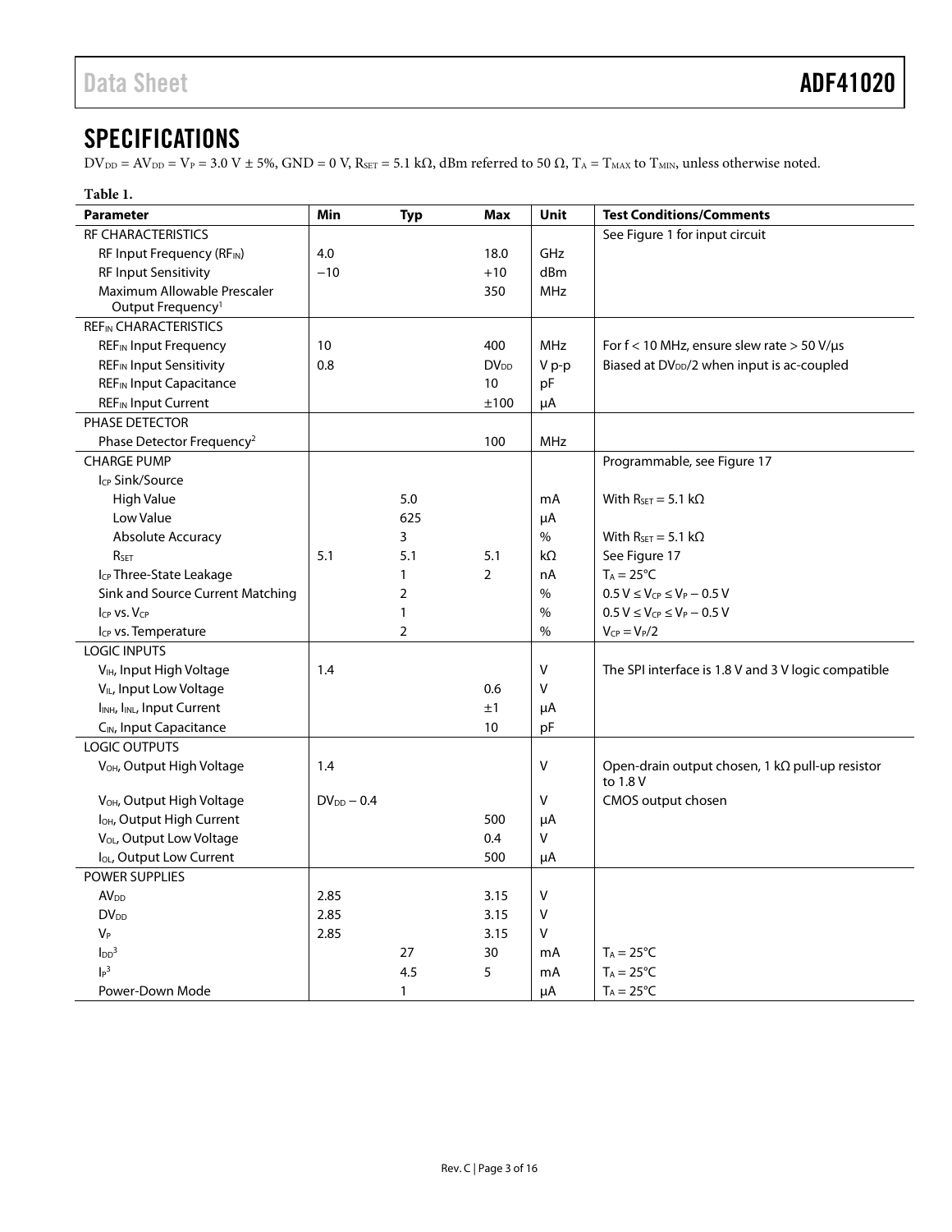## SPECIFICATIONS

$DV_{DD} = AV_{DD} = V_P = 3.0\ V \pm 5\%$, GND = 0 V, $R_{SET} = 5.1\ k\Omega$, dBm referred to 50 Ω, $T_A = T_{MAX}$ to $T_{MIN}$, unless otherwise noted.

**Table 1.**

| Parameter | Min | Typ | Max | Unit | Test Conditions/Comments |
|---|---|---|---|---|---|
| RF CHARACTERISTICS | | | | | See Figure 1 for input circuit |
| RF Input Frequency ($RF_{IN}$) | 4.0 | | 18.0 | GHz | |
| RF Input Sensitivity | −10 | | +10 | dBm | |
| Maximum Allowable Prescaler Output Frequency[1] | | | 350 | MHz | |
| $REF_{IN}$ CHARACTERISTICS | | | | | |
| $REF_{IN}$ Input Frequency | 10 | | 400 | MHz | For f < 10 MHz, ensure slew rate > 50 V/μs |
| $REF_{IN}$ Input Sensitivity | 0.8 | | $DV_{DD}$ | V p-p | Biased at $DV_{DD}/2$ when input is ac-coupled |
| $REF_{IN}$ Input Capacitance | | | 10 | pF | |
| $REF_{IN}$ Input Current | | | ±100 | μA | |
| PHASE DETECTOR | | | | | |
| Phase Detector Frequency[2] | | | 100 | MHz | |
| CHARGE PUMP | | | | | Programmable, see Figure 17 |
| $I_{CP}$ Sink/Source | | | | | |
| High Value | | 5.0 | | mA | With $R_{SET} = 5.1\ k\Omega$ |
| Low Value | | 625 | | μA | |
| Absolute Accuracy | | 3 | | % | With $R_{SET} = 5.1\ k\Omega$ |
| $R_{SET}$ | 5.1 | 5.1 | 5.1 | kΩ | See Figure 17 |
| $I_{CP}$ Three-State Leakage | | 1 | 2 | nA | $T_A = 25°C$ |
| Sink and Source Current Matching | | 2 | | % | $0.5\ V \leq V_{CP} \leq V_P - 0.5\ V$ |
| $I_{CP}$ vs. $V_{CP}$ | | 1 | | % | $0.5\ V \leq V_{CP} \leq V_P - 0.5\ V$ |
| $I_{CP}$ vs. Temperature | | 2 | | % | $V_{CP} = V_P/2$ |
| LOGIC INPUTS | | | | | |
| $V_{IH}$, Input High Voltage | 1.4 | | | V | The SPI interface is 1.8 V and 3 V logic compatible |
| $V_{IL}$, Input Low Voltage | | | 0.6 | V | |
| $I_{INH}$, $I_{INL}$, Input Current | | | ±1 | μA | |
| $C_{IN}$, Input Capacitance | | | 10 | pF | |
| LOGIC OUTPUTS | | | | | |
| $V_{OH}$, Output High Voltage | 1.4 | | | V | Open-drain output chosen, 1 kΩ pull-up resistor to 1.8 V |
| $V_{OH}$, Output High Voltage | $DV_{DD} - 0.4$ | | | V | CMOS output chosen |
| $I_{OH}$, Output High Current | | | 500 | μA | |
| $V_{OL}$, Output Low Voltage | | | 0.4 | V | |
| $I_{OL}$, Output Low Current | | | 500 | μA | |
| POWER SUPPLIES | | | | | |
| $AV_{DD}$ | 2.85 | | 3.15 | V | |
| $DV_{DD}$ | 2.85 | | 3.15 | V | |
| $V_P$ | 2.85 | | 3.15 | V | |
| $I_{DD}$[3] | | 27 | 30 | mA | $T_A = 25°C$ |
| $I_P$[3] | | 4.5 | 5 | mA | $T_A = 25°C$ |
| Power-Down Mode | | 1 | | μA | $T_A = 25°C$ |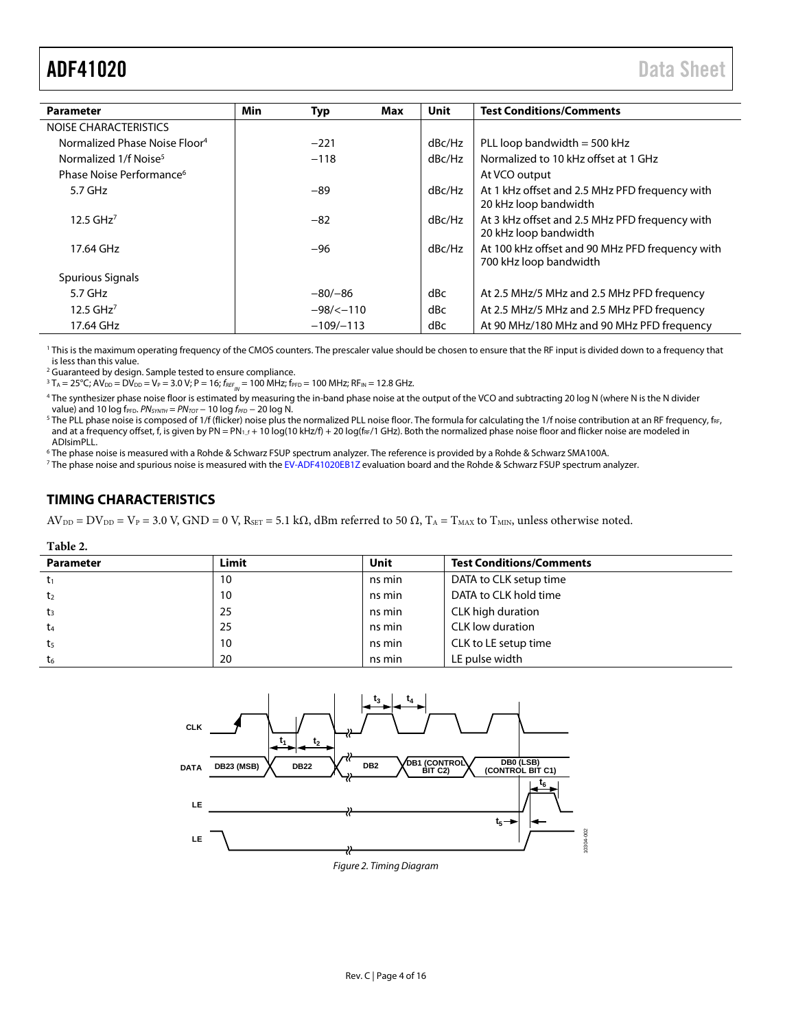| Parameter | Min | Typ | Max | Unit | Test Conditions/Comments |
|---|---|---|---|---|---|
| NOISE CHARACTERISTICS | | | | | |
| Normalized Phase Noise Floor[4] | | −221 | | dBc/Hz | PLL loop bandwidth = 500 kHz |
| Normalized 1/f Noise[5] | | −118 | | dBc/Hz | Normalized to 10 kHz offset at 1 GHz |
| Phase Noise Performance[6] | | | | | At VCO output |
| 5.7 GHz | | −89 | | dBc/Hz | At 1 kHz offset and 2.5 MHz PFD frequency with 20 kHz loop bandwidth |
| 12.5 GHz[7] | | −82 | | dBc/Hz | At 3 kHz offset and 2.5 MHz PFD frequency with 20 kHz loop bandwidth |
| 17.64 GHz | | −96 | | dBc/Hz | At 100 kHz offset and 90 MHz PFD frequency with 700 kHz loop bandwidth |
| Spurious Signals | | | | | |
| 5.7 GHz | | −80/−86 | | dBc | At 2.5 MHz/5 MHz and 2.5 MHz PFD frequency |
| 12.5 GHz[7] | | −98/<−110 | | dBc | At 2.5 MHz/5 MHz and 2.5 MHz PFD frequency |
| 17.64 GHz | | −109/−113 | | dBc | At 90 MHz/180 MHz and 90 MHz PFD frequency |

[1] This is the maximum operating frequency of the CMOS counters. The prescaler value should be chosen to ensure that the RF input is divided down to a frequency that is less than this value.

[2] Guaranteed by design. Sample tested to ensure compliance.

[3] $T_A$ = 25°C; $AV_{DD} = DV_{DD} = V_P$ = 3.0 V; P = 16; $f_{REF_{IN}}$ = 100 MHz; $f_{PFD}$ = 100 MHz; $RF_{IN}$ = 12.8 GHz.

[4] The synthesizer phase noise floor is estimated by measuring the in-band phase noise at the output of the VCO and subtracting 20 log N (where N is the N divider value) and 10 log $f_{PFD}$. $PN_{SYNTH} = PN_{TOT} - 10 \log f_{PFD} - 20 \log N$.

[5] The PLL phase noise is composed of 1/f (flicker) noise plus the normalized PLL noise floor. The formula for calculating the 1/f noise contribution at an RF frequency, $f_{RF}$, and at a frequency offset, f, is given by $PN = PN_{1\_f} + 10 \log(10 \text{ kHz}/f) + 20 \log(f_{RF}/1 \text{ GHz})$. Both the normalized phase noise floor and flicker noise are modeled in ADIsimPLL.

[6] The phase noise is measured with a Rohde & Schwarz FSUP spectrum analyzer. The reference is provided by a Rohde & Schwarz SMA100A.

[7] The phase noise and spurious noise is measured with the EV-ADF41020EB1Z evaluation board and the Rohde & Schwarz FSUP spectrum analyzer.

## TIMING CHARACTERISTICS

$AV_{DD} = DV_{DD} = V_P$ = 3.0 V, GND = 0 V, $R_{SET}$ = 5.1 kΩ, dBm referred to 50 Ω, $T_A = T_{MAX}$ to $T_{MIN}$, unless otherwise noted.

**Table 2.**

| Parameter | Limit | Unit | Test Conditions/Comments |
|---|---|---|---|
| $t_1$ | 10 | ns min | DATA to CLK setup time |
| $t_2$ | 10 | ns min | DATA to CLK hold time |
| $t_3$ | 25 | ns min | CLK high duration |
| $t_4$ | 25 | ns min | CLK low duration |
| $t_5$ | 10 | ns min | CLK to LE setup time |
| $t_6$ | 20 | ns min | LE pulse width |

*Figure 2. Timing Diagram*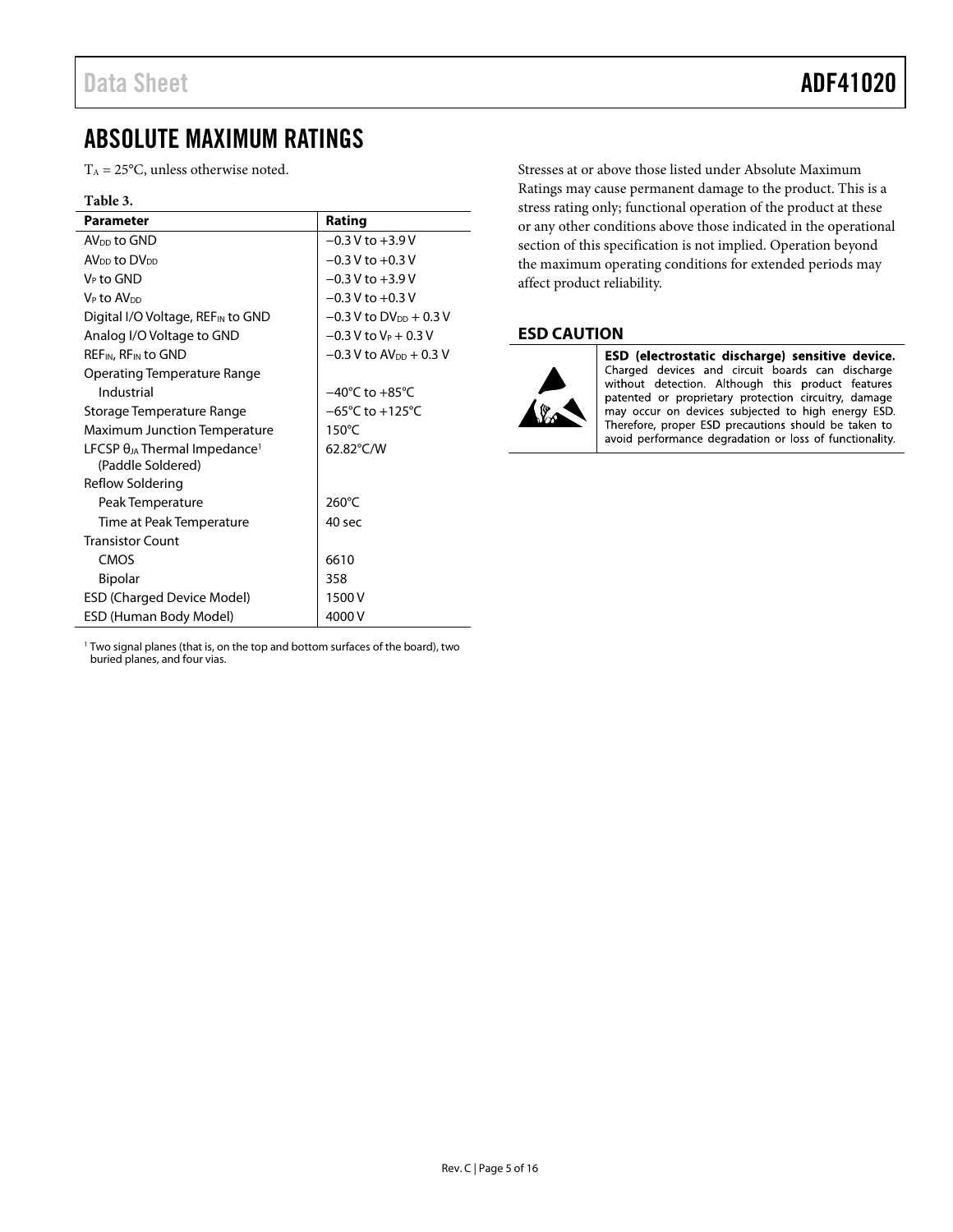# ABSOLUTE MAXIMUM RATINGS

$T_A$ = 25°C, unless otherwise noted.

**Table 3.**

| Parameter | Rating |
|---|---|
| $AV_{DD}$ to GND | −0.3 V to +3.9 V |
| $AV_{DD}$ to $DV_{DD}$ | −0.3 V to +0.3 V |
| $V_P$ to GND | −0.3 V to +3.9 V |
| $V_P$ to $AV_{DD}$ | −0.3 V to +0.3 V |
| Digital I/O Voltage, $REF_{IN}$ to GND | −0.3 V to $DV_{DD}$ + 0.3 V |
| Analog I/O Voltage to GND | −0.3 V to $V_P$ + 0.3 V |
| $REF_{IN}$, $RF_{IN}$ to GND | −0.3 V to $AV_{DD}$ + 0.3 V |
| Operating Temperature Range | |
| Industrial | −40°C to +85°C |
| Storage Temperature Range | −65°C to +125°C |
| Maximum Junction Temperature | 150°C |
| LFCSP $\theta_{JA}$ Thermal Impedance[1] (Paddle Soldered) | 62.82°C/W |
| Reflow Soldering | |
| Peak Temperature | 260°C |
| Time at Peak Temperature | 40 sec |
| Transistor Count | |
| CMOS | 6610 |
| Bipolar | 358 |
| ESD (Charged Device Model) | 1500 V |
| ESD (Human Body Model) | 4000 V |

[1] Two signal planes (that is, on the top and bottom surfaces of the board), two buried planes, and four vias.

Stresses at or above those listed under Absolute Maximum Ratings may cause permanent damage to the product. This is a stress rating only; functional operation of the product at these or any other conditions above those indicated in the operational section of this specification is not implied. Operation beyond the maximum operating conditions for extended periods may affect product reliability.

## ESD CAUTION

**ESD (electrostatic discharge) sensitive device.** Charged devices and circuit boards can discharge without detection. Although this product features patented or proprietary protection circuitry, damage may occur on devices subjected to high energy ESD. Therefore, proper ESD precautions should be taken to avoid performance degradation or loss of functionality.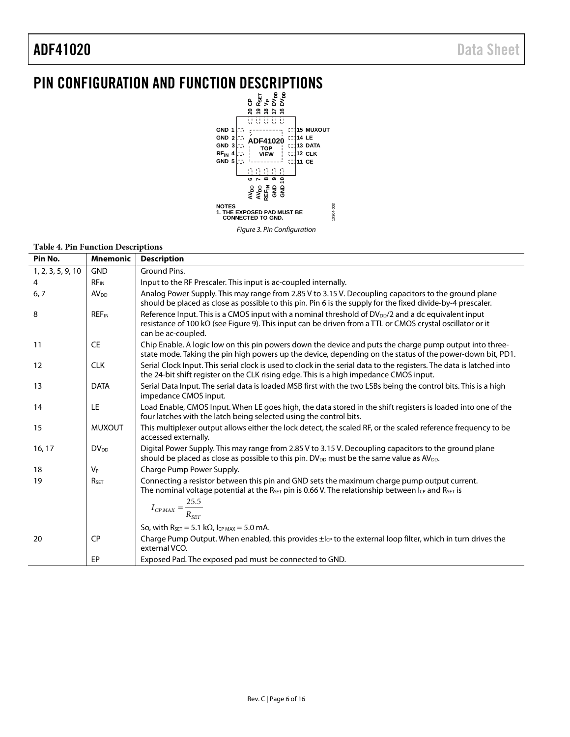# PIN CONFIGURATION AND FUNCTION DESCRIPTIONS

NOTES
1. THE EXPOSED PAD MUST BE CONNECTED TO GND.

*Figure 3. Pin Configuration*

**Table 4. Pin Function Descriptions**

| Pin No. | Mnemonic | Description |
|---|---|---|
| 1, 2, 3, 5, 9, 10 | GND | Ground Pins. |
| 4 | $RF_{IN}$ | Input to the RF Prescaler. This input is ac-coupled internally. |
| 6, 7 | $AV_{DD}$ | Analog Power Supply. This may range from 2.85 V to 3.15 V. Decoupling capacitors to the ground plane should be placed as close as possible to this pin. Pin 6 is the supply for the fixed divide-by-4 prescaler. |
| 8 | $REF_{IN}$ | Reference Input. This is a CMOS input with a nominal threshold of $DV_{DD}/2$ and a dc equivalent input resistance of 100 kΩ (see Figure 9). This input can be driven from a TTL or CMOS crystal oscillator or it can be ac-coupled. |
| 11 | CE | Chip Enable. A logic low on this pin powers down the device and puts the charge pump output into three-state mode. Taking the pin high powers up the device, depending on the status of the power-down bit, PD1. |
| 12 | CLK | Serial Clock Input. This serial clock is used to clock in the serial data to the registers. The data is latched into the 24-bit shift register on the CLK rising edge. This is a high impedance CMOS input. |
| 13 | DATA | Serial Data Input. The serial data is loaded MSB first with the two LSBs being the control bits. This is a high impedance CMOS input. |
| 14 | LE | Load Enable, CMOS Input. When LE goes high, the data stored in the shift registers is loaded into one of the four latches with the latch being selected using the control bits. |
| 15 | MUXOUT | This multiplexer output allows either the lock detect, the scaled RF, or the scaled reference frequency to be accessed externally. |
| 16, 17 | $DV_{DD}$ | Digital Power Supply. This may range from 2.85 V to 3.15 V. Decoupling capacitors to the ground plane should be placed as close as possible to this pin. $DV_{DD}$ must be the same value as $AV_{DD}$. |
| 18 | $V_P$ | Charge Pump Power Supply. |
| 19 | $R_{SET}$ | Connecting a resistor between this pin and GND sets the maximum charge pump output current. The nominal voltage potential at the $R_{SET}$ pin is 0.66 V. The relationship between $I_{CP}$ and $R_{SET}$ is $$I_{CP\,MAX} = \frac{25.5}{R_{SET}}$$ So, with $R_{SET}$ = 5.1 kΩ, $I_{CP\,MAX}$ = 5.0 mA. |
| 20 | CP | Charge Pump Output. When enabled, this provides $\pm I_{CP}$ to the external loop filter, which in turn drives the external VCO. |
| | EP | Exposed Pad. The exposed pad must be connected to GND. |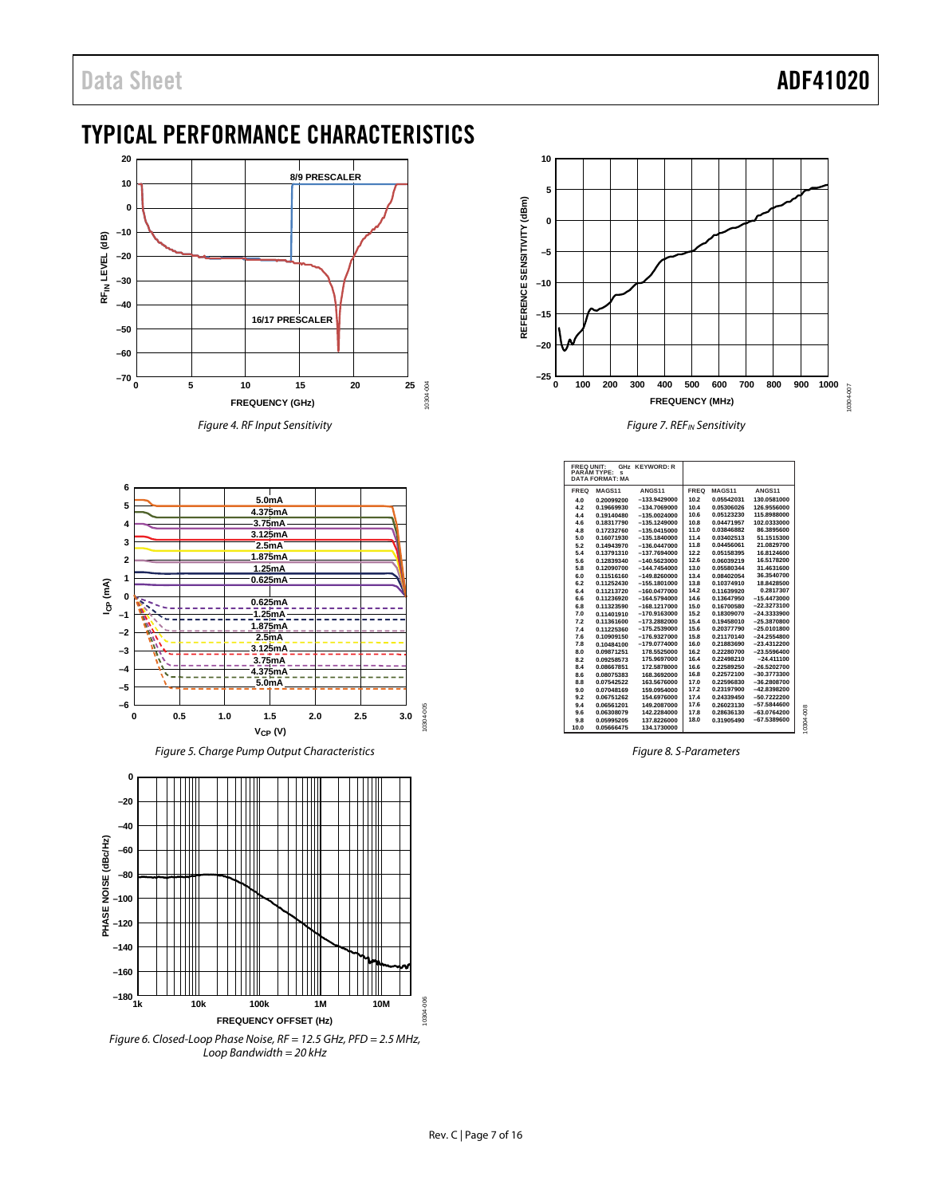# TYPICAL PERFORMANCE CHARACTERISTICS

Figure 4. RF Input Sensitivity

Figure 7. $REF_{IN}$ Sensitivity

Figure 5. Charge Pump Output Characteristics

FREQ UNIT: GHz KEYWORD: R
PARAM TYPE: s
DATA FORMAT: MA

| FREQ | MAGS11 | ANGS11 | FREQ | MAGS11 | ANGS11 |
|---|---|---|---|---|---|
| 4.0 | 0.20099200 | −133.9429000 | 10.2 | 0.05542031 | 130.0581000 |
| 4.2 | 0.19669930 | −134.7069000 | 10.4 | 0.05306026 | 126.9556000 |
| 4.4 | 0.19140480 | −135.0024000 | 10.6 | 0.05123230 | 115.8988000 |
| 4.6 | 0.18317790 | −135.1249000 | 10.8 | 0.04471957 | 102.0333000 |
| 4.8 | 0.17232760 | −135.0415000 | 11.0 | 0.03846882 | 86.3895600 |
| 5.0 | 0.16071930 | −135.1840000 | 11.4 | 0.03402513 | 51.1515300 |
| 5.2 | 0.14943970 | −136.0447000 | 11.8 | 0.04456061 | 21.0829700 |
| 5.4 | 0.13791310 | −137.7694000 | 12.2 | 0.05158395 | 16.8124600 |
| 5.6 | 0.12839340 | −140.5623000 | 12.6 | 0.06039219 | 16.5178200 |
| 5.8 | 0.12090700 | −144.7454000 | 13.0 | 0.05580344 | 31.4631600 |
| 6.0 | 0.11516160 | −149.8260000 | 13.4 | 0.08402054 | 36.3540700 |
| 6.2 | 0.11252430 | −155.1801000 | 13.8 | 0.10374910 | 18.8428500 |
| 6.4 | 0.11213720 | −160.0477000 | 14.2 | 0.11639920 | 0.2817307 |
| 6.6 | 0.11236920 | −164.5794000 | 14.6 | 0.13647950 | −15.4473000 |
| 6.8 | 0.11323590 | −168.1217000 | 15.0 | 0.16700580 | −22.3273100 |
| 7.0 | 0.11401910 | −170.9163000 | 15.2 | 0.18309070 | −24.3333900 |
| 7.2 | 0.11361600 | −173.2882000 | 15.4 | 0.19458010 | −25.3870800 |
| 7.4 | 0.11225360 | −175.2539000 | 15.6 | 0.20377790 | −25.0101800 |
| 7.6 | 0.10909150 | −176.9327000 | 15.8 | 0.21170140 | −24.2554800 |
| 7.8 | 0.10484100 | −179.0774000 | 16.0 | 0.21883690 | −23.4312200 |
| 8.0 | 0.09871251 | 178.5525000 | 16.2 | 0.22280700 | −23.5596400 |
| 8.2 | 0.09258573 | 175.9697000 | 16.4 | 0.22498210 | −24.411100 |
| 8.4 | 0.08667851 | 172.5878000 | 16.6 | 0.22589250 | −26.5202700 |
| 8.6 | 0.08075383 | 168.3692000 | 16.8 | 0.22572100 | −30.3773300 |
| 8.8 | 0.07542522 | 163.5676000 | 17.0 | 0.22596830 | −36.2808700 |
| 9.0 | 0.07048169 | 159.0954000 | 17.2 | 0.23197900 | −42.8398200 |
| 9.2 | 0.06751262 | 154.6976000 | 17.4 | 0.24339450 | −50.7222200 |
| 9.4 | 0.06561201 | 149.2087000 | 17.6 | 0.26023130 | −57.5844600 |
| 9.6 | 0.06308079 | 142.2284000 | 17.8 | 0.28636130 | −63.0764200 |
| 9.8 | 0.05995205 | 137.8226000 | 18.0 | 0.31905490 | −67.5389600 |
| 10.0 | 0.05666475 | 134.1730000 | | | |

Figure 8. S-Parameters

Figure 6. Closed-Loop Phase Noise, RF = 12.5 GHz, PFD = 2.5 MHz, Loop Bandwidth = 20 kHz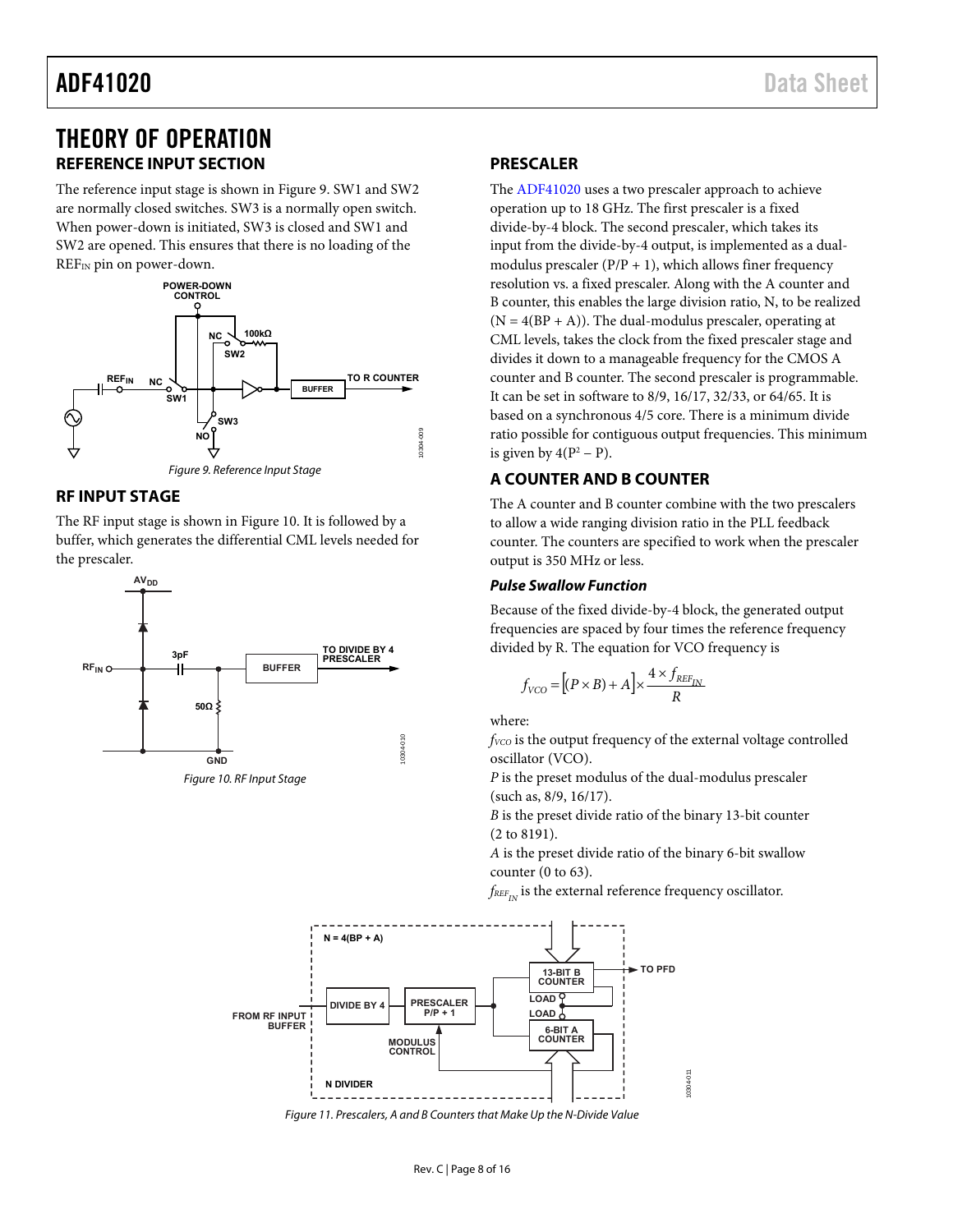# THEORY OF OPERATION

## REFERENCE INPUT SECTION

The reference input stage is shown in Figure 9. SW1 and SW2 are normally closed switches. SW3 is a normally open switch. When power-down is initiated, SW3 is closed and SW1 and SW2 are opened. This ensures that there is no loading of the $REF_{IN}$ pin on power-down.

Figure 9. Reference Input Stage

## RF INPUT STAGE

The RF input stage is shown in Figure 10. It is followed by a buffer, which generates the differential CML levels needed for the prescaler.

Figure 10. RF Input Stage

## PRESCALER

The ADF41020 uses a two prescaler approach to achieve operation up to 18 GHz. The first prescaler is a fixed divide-by-4 block. The second prescaler, which takes its input from the divide-by-4 output, is implemented as a dual-modulus prescaler (P/P + 1), which allows finer frequency resolution vs. a fixed prescaler. Along with the A counter and B counter, this enables the large division ratio, N, to be realized (N = 4(BP + A)). The dual-modulus prescaler, operating at CML levels, takes the clock from the fixed prescaler stage and divides it down to a manageable frequency for the CMOS A counter and B counter. The second prescaler is programmable. It can be set in software to 8/9, 16/17, 32/33, or 64/65. It is based on a synchronous 4/5 core. There is a minimum divide ratio possible for contiguous output frequencies. This minimum is given by $4(P^2 - P)$.

## A COUNTER AND B COUNTER

The A counter and B counter combine with the two prescalers to allow a wide ranging division ratio in the PLL feedback counter. The counters are specified to work when the prescaler output is 350 MHz or less.

### *Pulse Swallow Function*

Because of the fixed divide-by-4 block, the generated output frequencies are spaced by four times the reference frequency divided by R. The equation for VCO frequency is

$$f_{VCO} = \left[(P \times B) + A\right] \times \frac{4 \times f_{REF_{IN}}}{R}$$

where:

$f_{VCO}$ is the output frequency of the external voltage controlled oscillator (VCO).
$P$ is the preset modulus of the dual-modulus prescaler (such as, 8/9, 16/17).
$B$ is the preset divide ratio of the binary 13-bit counter (2 to 8191).
$A$ is the preset divide ratio of the binary 6-bit swallow counter (0 to 63).
$f_{REF_{IN}}$ is the external reference frequency oscillator.

Figure 11. Prescalers, A and B Counters that Make Up the N-Divide Value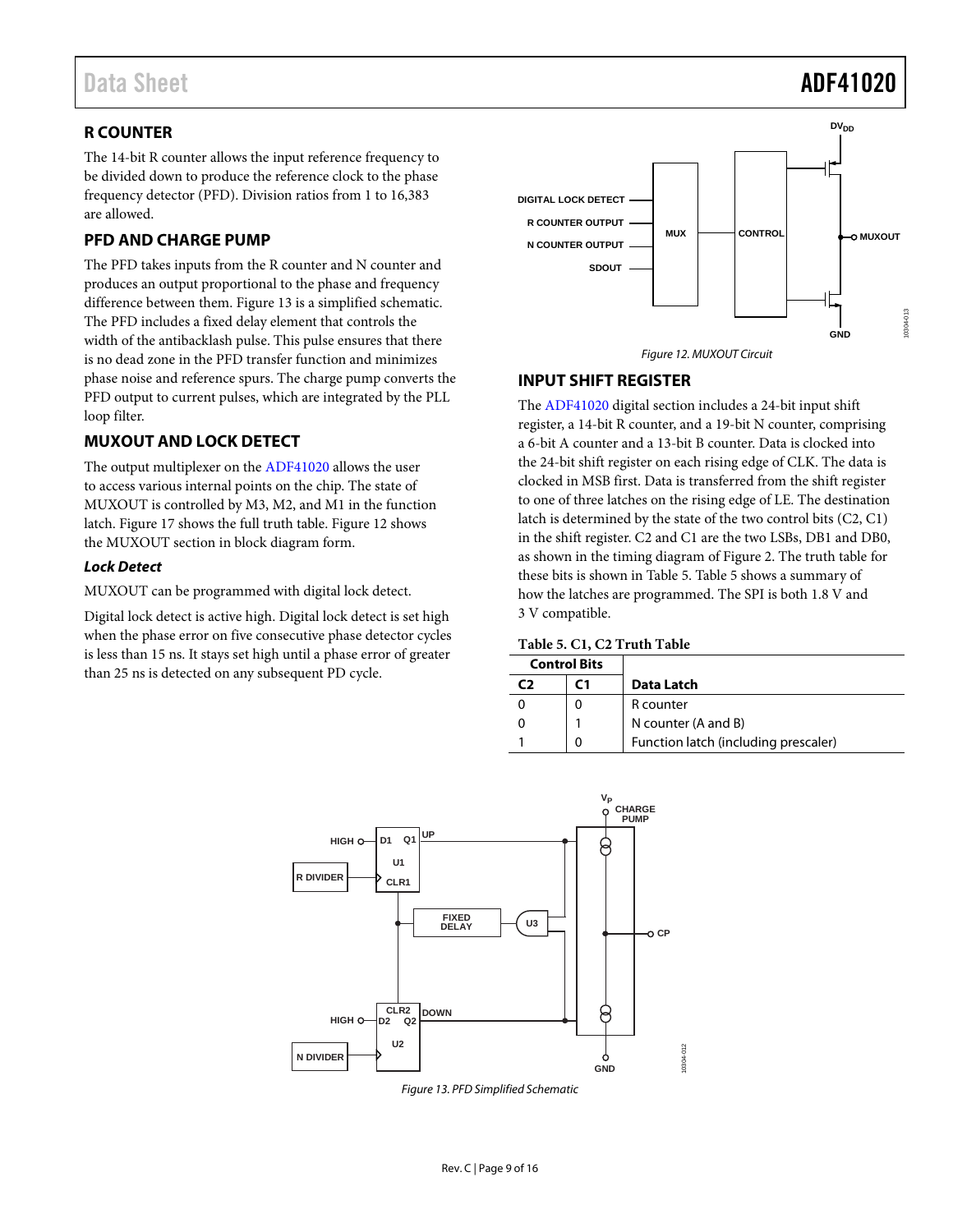## R COUNTER

The 14-bit R counter allows the input reference frequency to be divided down to produce the reference clock to the phase frequency detector (PFD). Division ratios from 1 to 16,383 are allowed.

## PFD AND CHARGE PUMP

The PFD takes inputs from the R counter and N counter and produces an output proportional to the phase and frequency difference between them. Figure 13 is a simplified schematic. The PFD includes a fixed delay element that controls the width of the antibacklash pulse. This pulse ensures that there is no dead zone in the PFD transfer function and minimizes phase noise and reference spurs. The charge pump converts the PFD output to current pulses, which are integrated by the PLL loop filter.

## MUXOUT AND LOCK DETECT

The output multiplexer on the ADF41020 allows the user to access various internal points on the chip. The state of MUXOUT is controlled by M3, M2, and M1 in the function latch. Figure 17 shows the full truth table. Figure 12 shows the MUXOUT section in block diagram form.

### *Lock Detect*

MUXOUT can be programmed with digital lock detect.

Digital lock detect is active high. Digital lock detect is set high when the phase error on five consecutive phase detector cycles is less than 15 ns. It stays set high until a phase error of greater than 25 ns is detected on any subsequent PD cycle.

Figure 12. MUXOUT Circuit

## INPUT SHIFT REGISTER

The ADF41020 digital section includes a 24-bit input shift register, a 14-bit R counter, and a 19-bit N counter, comprising a 6-bit A counter and a 13-bit B counter. Data is clocked into the 24-bit shift register on each rising edge of CLK. The data is clocked in MSB first. Data is transferred from the shift register to one of three latches on the rising edge of LE. The destination latch is determined by the state of the two control bits (C2, C1) in the shift register. C2 and C1 are the two LSBs, DB1 and DB0, as shown in the timing diagram of Figure 2. The truth table for these bits is shown in Table 5. Table 5 shows a summary of how the latches are programmed. The SPI is both 1.8 V and 3 V compatible.

**Table 5. C1, C2 Truth Table**

| Control Bits | | |
|---|---|---|
| **C2** | **C1** | **Data Latch** |
| 0 | 0 | R counter |
| 0 | 1 | N counter (A and B) |
| 1 | 0 | Function latch (including prescaler) |

Figure 13. PFD Simplified Schematic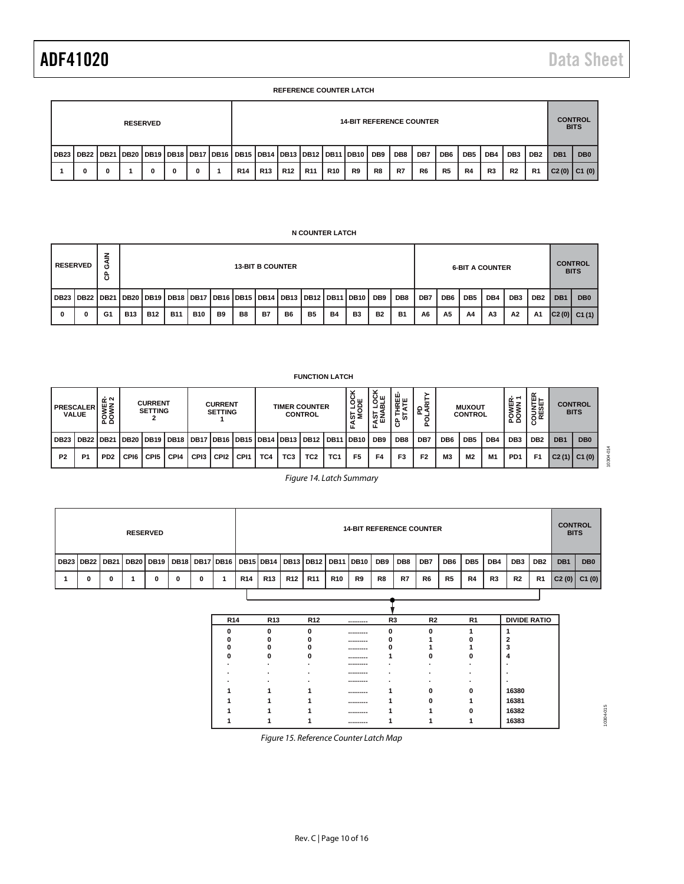**REFERENCE COUNTER LATCH**

| RESERVED | | | | | | | | 14-BIT REFERENCE COUNTER | | | | | | | | | | | | | | CONTROL BITS | |
|---|---|---|---|---|---|---|---|---|---|---|---|---|---|---|---|---|---|---|---|---|---|---|---|
| DB23 | DB22 | DB21 | DB20 | DB19 | DB18 | DB17 | DB16 | DB15 | DB14 | DB13 | DB12 | DB11 | DB10 | DB9 | DB8 | DB7 | DB6 | DB5 | DB4 | DB3 | DB2 | DB1 | DB0 |
| 1 | 0 | 0 | 1 | 0 | 0 | 0 | 1 | R14 | R13 | R12 | R11 | R10 | R9 | R8 | R7 | R6 | R5 | R4 | R3 | R2 | R1 | C2 (0) | C1 (0) |

**N COUNTER LATCH**

| RESERVED | | CP GAIN | 13-BIT B COUNTER | | | | | | | | | | | | | 6-BIT A COUNTER | | | | | | CONTROL BITS | |
|---|---|---|---|---|---|---|---|---|---|---|---|---|---|---|---|---|---|---|---|---|---|---|---|
| DB23 | DB22 | DB21 | DB20 | DB19 | DB18 | DB17 | DB16 | DB15 | DB14 | DB13 | DB12 | DB11 | DB10 | DB9 | DB8 | DB7 | DB6 | DB5 | DB4 | DB3 | DB2 | DB1 | DB0 |
| 0 | 0 | G1 | B13 | B12 | B11 | B10 | B9 | B8 | B7 | B6 | B5 | B4 | B3 | B2 | B1 | A6 | A5 | A4 | A3 | A2 | A1 | C2 (0) | C1 (1) |

**FUNCTION LATCH**

| PRESCALER VALUE | | POWER-DOWN 2 | CURRENT SETTING 2 | | | CURRENT SETTING 1 | | | TIMER COUNTER CONTROL | | | | FAST LOCK MODE | FAST LOCK ENABLE | CP THREE-STATE | PD POLARITY | MUXOUT CONTROL | | | POWER-DOWN 1 | COUNTER RESET | CONTROL BITS | |
|---|---|---|---|---|---|---|---|---|---|---|---|---|---|---|---|---|---|---|---|---|---|---|---|
| DB23 | DB22 | DB21 | DB20 | DB19 | DB18 | DB17 | DB16 | DB15 | DB14 | DB13 | DB12 | DB11 | DB10 | DB9 | DB8 | DB7 | DB6 | DB5 | DB4 | DB3 | DB2 | DB1 | DB0 |
| P2 | P1 | PD2 | CPI6 | CPI5 | CPI4 | CPI3 | CPI2 | CPI1 | TC4 | TC3 | TC2 | TC1 | F5 | F4 | F3 | F2 | M3 | M2 | M1 | PD1 | F1 | C2 (1) | C1 (0) |

*Figure 14. Latch Summary*

| RESERVED | | | | | | | | 14-BIT REFERENCE COUNTER | | | | | | | | | | | | | | CONTROL BITS | |
|---|---|---|---|---|---|---|---|---|---|---|---|---|---|---|---|---|---|---|---|---|---|---|---|
| DB23 | DB22 | DB21 | DB20 | DB19 | DB18 | DB17 | DB16 | DB15 | DB14 | DB13 | DB12 | DB11 | DB10 | DB9 | DB8 | DB7 | DB6 | DB5 | DB4 | DB3 | DB2 | DB1 | DB0 |
| 1 | 0 | 0 | 1 | 0 | 0 | 0 | 1 | R14 | R13 | R12 | R11 | R10 | R9 | R8 | R7 | R6 | R5 | R4 | R3 | R2 | R1 | C2 (0) | C1 (0) |

| R14 | R13 | R12 | .......... | R3 | R2 | R1 | DIVIDE RATIO |
|---|---|---|---|---|---|---|---|
| 0 | 0 | 0 | .......... | 0 | 0 | 1 | 1 |
| 0 | 0 | 0 | .......... | 0 | 1 | 0 | 2 |
| 0 | 0 | 0 | .......... | 0 | 1 | 1 | 3 |
| 0 | 0 | 0 | .......... | 1 | 0 | 0 | 4 |
| . | . | . | .......... | . | . | . | . |
| . | . | . | .......... | . | . | . | . |
| . | . | . | .......... | . | . | . | . |
| 1 | 1 | 1 | .......... | 1 | 0 | 0 | 16380 |
| 1 | 1 | 1 | .......... | 1 | 0 | 1 | 16381 |
| 1 | 1 | 1 | .......... | 1 | 1 | 0 | 16382 |
| 1 | 1 | 1 | .......... | 1 | 1 | 1 | 16383 |

*Figure 15. Reference Counter Latch Map*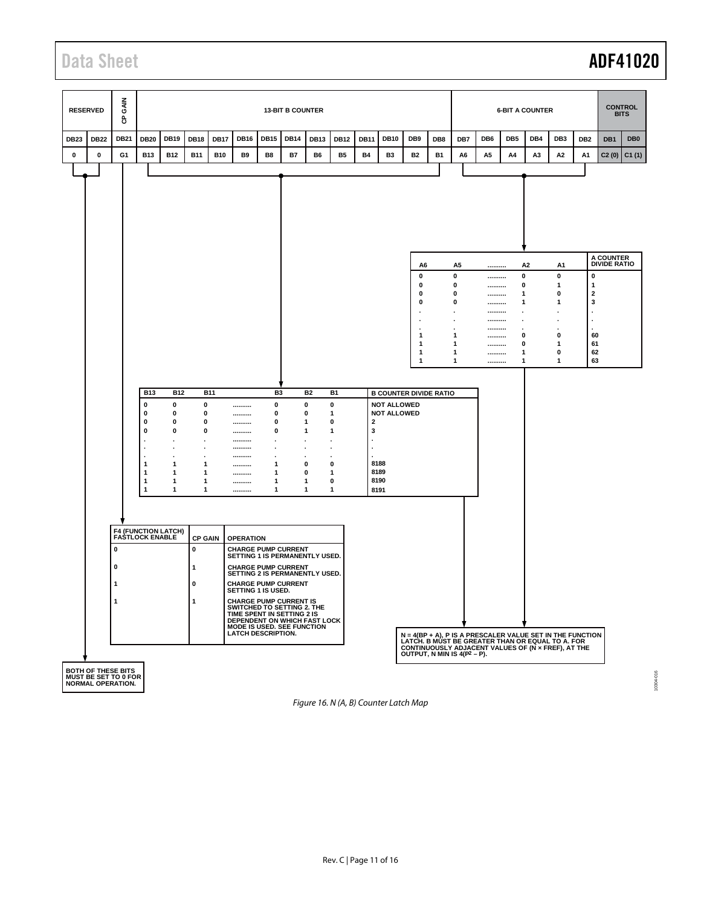| RESERVED | | CP GAIN | 13-BIT B COUNTER | | | | | | | | | | | | | 6-BIT A COUNTER | | | | | | CONTROL BITS | |
|---|---|---|---|---|---|---|---|---|---|---|---|---|---|---|---|---|---|---|---|---|---|---|---|
| DB23 | DB22 | DB21 | DB20 | DB19 | DB18 | DB17 | DB16 | DB15 | DB14 | DB13 | DB12 | DB11 | DB10 | DB9 | DB8 | DB7 | DB6 | DB5 | DB4 | DB3 | DB2 | DB1 | DB0 |
| 0 | 0 | G1 | B13 | B12 | B11 | B10 | B9 | B8 | B7 | B6 | B5 | B4 | B3 | B2 | B1 | A6 | A5 | A4 | A3 | A2 | A1 | C2 (0) | C1 (1) |

| A6 | A5 | .......... | A2 | A1 | A COUNTER DIVIDE RATIO |
|---|---|---|---|---|---|
| 0 | 0 | .......... | 0 | 0 | 0 |
| 0 | 0 | .......... | 0 | 1 | 1 |
| 0 | 0 | .......... | 1 | 0 | 2 |
| 0 | 0 | .......... | 1 | 1 | 3 |
| . | . | .......... | . | . | . |
| . | . | .......... | . | . | . |
| . | . | .......... | . | . | . |
| 1 | 1 | .......... | 0 | 0 | 60 |
| 1 | 1 | .......... | 0 | 1 | 61 |
| 1 | 1 | .......... | 1 | 0 | 62 |
| 1 | 1 | .......... | 1 | 1 | 63 |

| B13 | B12 | B11 | .......... | B3 | B2 | B1 | B COUNTER DIVIDE RATIO |
|---|---|---|---|---|---|---|---|
| 0 | 0 | 0 | .......... | 0 | 0 | 0 | NOT ALLOWED |
| 0 | 0 | 0 | .......... | 0 | 0 | 1 | NOT ALLOWED |
| 0 | 0 | 0 | .......... | 0 | 1 | 0 | 2 |
| 0 | 0 | 0 | .......... | 0 | 1 | 1 | 3 |
| . | . | . | .......... | . | . | . | . |
| . | . | . | .......... | . | . | . | . |
| . | . | . | .......... | . | . | . | . |
| 1 | 1 | 1 | .......... | 1 | 0 | 0 | 8188 |
| 1 | 1 | 1 | .......... | 1 | 0 | 1 | 8189 |
| 1 | 1 | 1 | .......... | 1 | 1 | 0 | 8190 |
| 1 | 1 | 1 | .......... | 1 | 1 | 1 | 8191 |

| F4 (FUNCTION LATCH) FASTLOCK ENABLE | CP GAIN | OPERATION |
|---|---|---|
| 0 | 0 | CHARGE PUMP CURRENT SETTING 1 IS PERMANENTLY USED. |
| 0 | 1 | CHARGE PUMP CURRENT SETTING 2 IS PERMANENTLY USED. |
| 1 | 0 | CHARGE PUMP CURRENT SETTING 1 IS USED. |
| 1 | 1 | CHARGE PUMP CURRENT IS SWITCHED TO SETTING 2. THE TIME SPENT IN SETTING 2 IS DEPENDENT ON WHICH FAST LOCK MODE IS USED. SEE FUNCTION LATCH DESCRIPTION. |

N = 4(BP + A), P IS A PRESCALER VALUE SET IN THE FUNCTION LATCH. B MUST BE GREATER THAN OR EQUAL TO A. FOR CONTINUOUSLY ADJACENT VALUES OF (N × FREF), AT THE OUTPUT, N MIN IS $4(P^2 – P)$.

BOTH OF THESE BITS MUST BE SET TO 0 FOR NORMAL OPERATION.

*Figure 16. N (A, B) Counter Latch Map*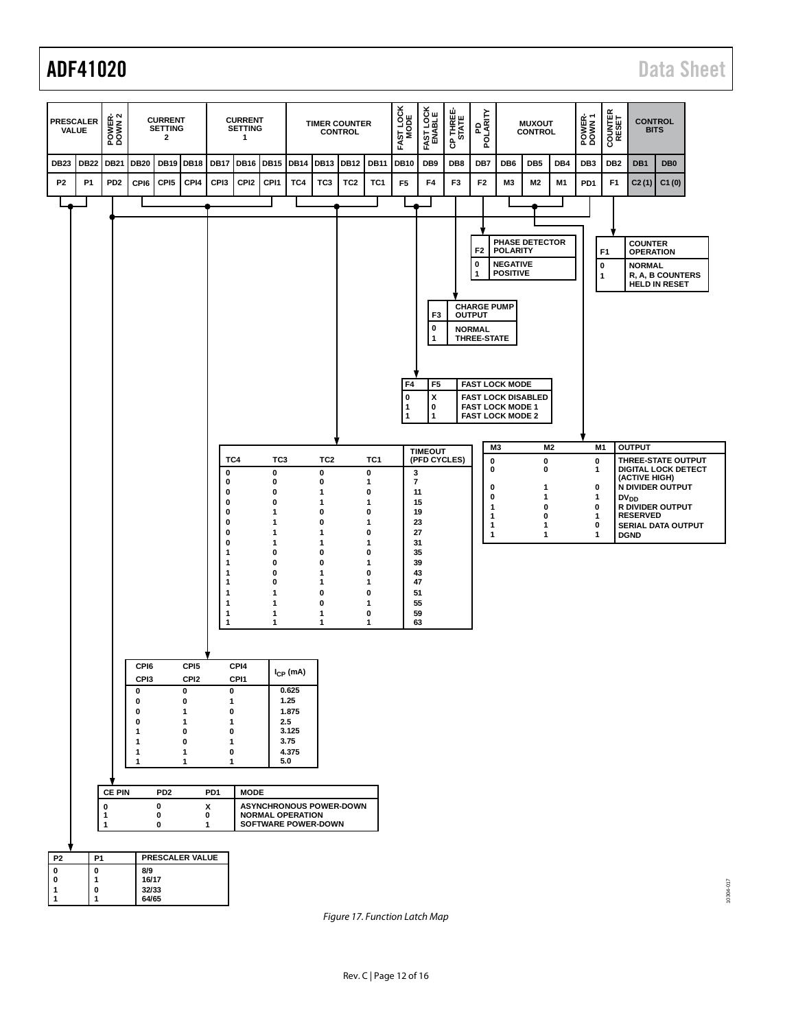| PRESCALER VALUE | | POWER-DOWN 2 | CURRENT SETTING 2 | | | CURRENT SETTING 1 | | | TIMER COUNTER CONTROL | | | | FAST LOCK MODE | FAST LOCK ENABLE | CP THREE-STATE | PD POLARITY | MUXOUT CONTROL | | | POWER-DOWN 1 | COUNTER RESET | CONTROL BITS | |
|---|---|---|---|---|---|---|---|---|---|---|---|---|---|---|---|---|---|---|---|---|---|---|---|
| DB23 | DB22 | DB21 | DB20 | DB19 | DB18 | DB17 | DB16 | DB15 | DB14 | DB13 | DB12 | DB11 | DB10 | DB9 | DB8 | DB7 | DB6 | DB5 | DB4 | DB3 | DB2 | DB1 | DB0 |
| P2 | P1 | PD2 | CPI6 | CPI5 | CPI4 | CPI3 | CPI2 | CPI1 | TC4 | TC3 | TC2 | TC1 | F5 | F4 | F3 | F2 | M3 | M2 | M1 | PD1 | F1 | C2 (1) | C1 (0) |

| F2 | PHASE DETECTOR POLARITY |
|---|---|
| 0 | NEGATIVE |
| 1 | POSITIVE |

| F1 | COUNTER OPERATION |
|---|---|
| 0 | NORMAL |
| 1 | R, A, B COUNTERS HELD IN RESET |

| F3 | CHARGE PUMP OUTPUT |
|---|---|
| 0 | NORMAL |
| 1 | THREE-STATE |

| F4 | F5 | FAST LOCK MODE |
|---|---|---|
| 0 | X | FAST LOCK DISABLED |
| 1 | 0 | FAST LOCK MODE 1 |
| 1 | 1 | FAST LOCK MODE 2 |

| TC4 | TC3 | TC2 | TC1 | TIMEOUT (PFD CYCLES) |
|---|---|---|---|---|
| 0 | 0 | 0 | 0 | 3 |
| 0 | 0 | 0 | 1 | 7 |
| 0 | 0 | 1 | 0 | 11 |
| 0 | 0 | 1 | 1 | 15 |
| 0 | 1 | 0 | 0 | 19 |
| 0 | 1 | 0 | 1 | 23 |
| 0 | 1 | 1 | 0 | 27 |
| 0 | 1 | 1 | 1 | 31 |
| 1 | 0 | 0 | 0 | 35 |
| 1 | 0 | 0 | 1 | 39 |
| 1 | 0 | 1 | 0 | 43 |
| 1 | 0 | 1 | 1 | 47 |
| 1 | 1 | 0 | 0 | 51 |
| 1 | 1 | 0 | 1 | 55 |
| 1 | 1 | 1 | 0 | 59 |
| 1 | 1 | 1 | 1 | 63 |

| M3 | M2 | M1 | OUTPUT |
|---|---|---|---|
| 0 | 0 | 0 | THREE-STATE OUTPUT |
| 0 | 0 | 1 | DIGITAL LOCK DETECT (ACTIVE HIGH) |
| 0 | 1 | 0 | N DIVIDER OUTPUT |
| 0 | 1 | 1 | $DV_{DD}$ |
| 1 | 0 | 0 | R DIVIDER OUTPUT |
| 1 | 0 | 1 | RESERVED |
| 1 | 1 | 0 | SERIAL DATA OUTPUT |
| 1 | 1 | 1 | DGND |

| CPI6 / CPI3 | CPI5 / CPI2 | CPI4 / CPI1 | $I_{CP}$ (mA) |
|---|---|---|---|
| 0 | 0 | 0 | 0.625 |
| 0 | 0 | 1 | 1.25 |
| 0 | 1 | 0 | 1.875 |
| 0 | 1 | 1 | 2.5 |
| 1 | 0 | 0 | 3.125 |
| 1 | 0 | 1 | 3.75 |
| 1 | 1 | 0 | 4.375 |
| 1 | 1 | 1 | 5.0 |

| CE PIN | PD2 | PD1 | MODE |
|---|---|---|---|
| 0 | 0 | X | ASYNCHRONOUS POWER-DOWN |
| 1 | 0 | 0 | NORMAL OPERATION |
| 1 | 0 | 1 | SOFTWARE POWER-DOWN |

| P2 | P1 | PRESCALER VALUE |
|---|---|---|
| 0 | 0 | 8/9 |
| 0 | 1 | 16/17 |
| 1 | 0 | 32/33 |
| 1 | 1 | 64/65 |

*Figure 17. Function Latch Map*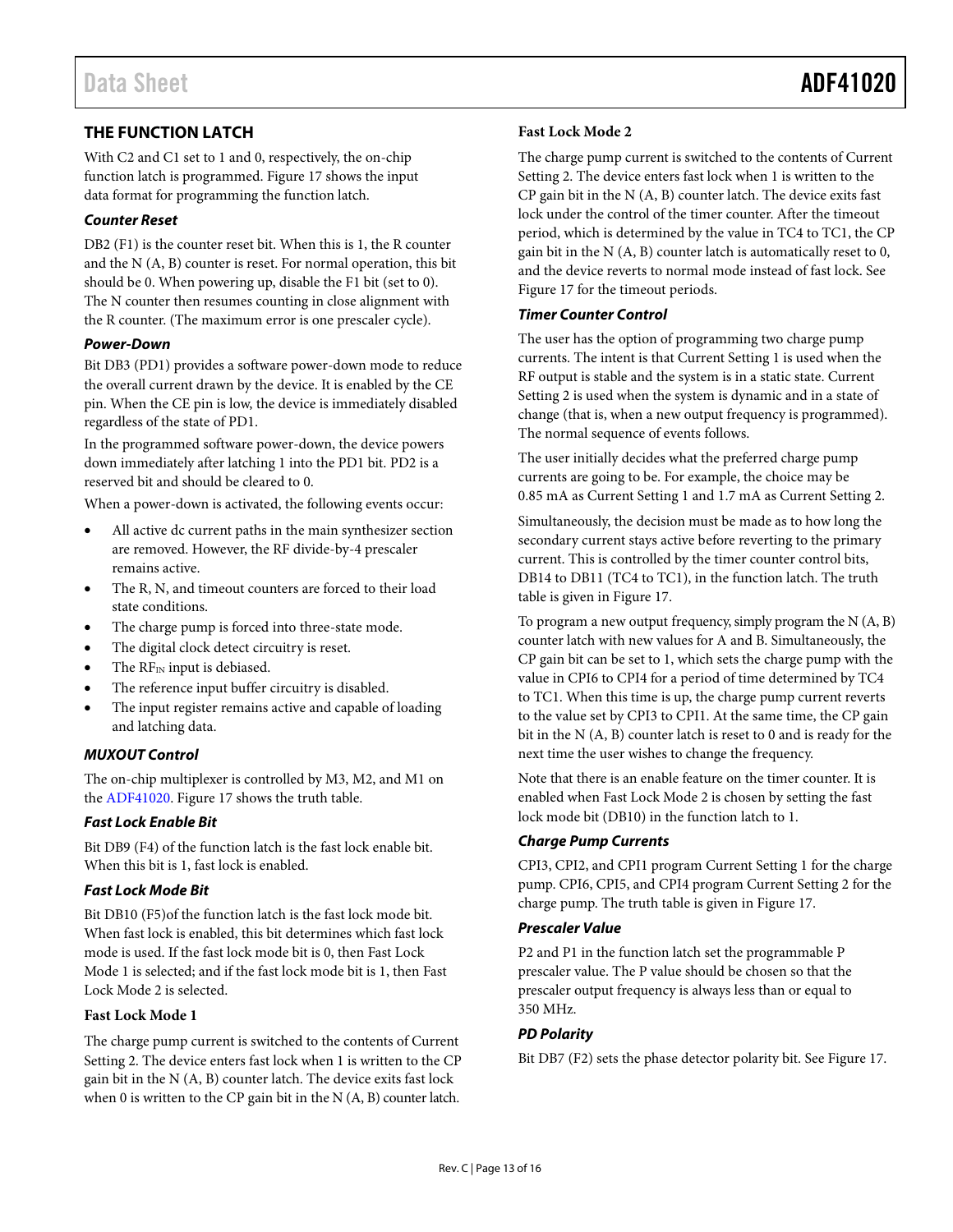## THE FUNCTION LATCH

With C2 and C1 set to 1 and 0, respectively, the on-chip function latch is programmed. Figure 17 shows the input data format for programming the function latch.

### Counter Reset

DB2 (F1) is the counter reset bit. When this is 1, the R counter and the N (A, B) counter is reset. For normal operation, this bit should be 0. When powering up, disable the F1 bit (set to 0). The N counter then resumes counting in close alignment with the R counter. (The maximum error is one prescaler cycle).

### Power-Down

Bit DB3 (PD1) provides a software power-down mode to reduce the overall current drawn by the device. It is enabled by the CE pin. When the CE pin is low, the device is immediately disabled regardless of the state of PD1.

In the programmed software power-down, the device powers down immediately after latching 1 into the PD1 bit. PD2 is a reserved bit and should be cleared to 0.

When a power-down is activated, the following events occur:

- All active dc current paths in the main synthesizer section are removed. However, the RF divide-by-4 prescaler remains active.
- The R, N, and timeout counters are forced to their load state conditions.
- The charge pump is forced into three-state mode.
- The digital clock detect circuitry is reset.
- The $RF_{IN}$ input is debiased.
- The reference input buffer circuitry is disabled.
- The input register remains active and capable of loading and latching data.

### MUXOUT Control

The on-chip multiplexer is controlled by M3, M2, and M1 on the ADF41020. Figure 17 shows the truth table.

### Fast Lock Enable Bit

Bit DB9 (F4) of the function latch is the fast lock enable bit. When this bit is 1, fast lock is enabled.

### Fast Lock Mode Bit

Bit DB10 (F5)of the function latch is the fast lock mode bit. When fast lock is enabled, this bit determines which fast lock mode is used. If the fast lock mode bit is 0, then Fast Lock Mode 1 is selected; and if the fast lock mode bit is 1, then Fast Lock Mode 2 is selected.

#### Fast Lock Mode 1

The charge pump current is switched to the contents of Current Setting 2. The device enters fast lock when 1 is written to the CP gain bit in the N (A, B) counter latch. The device exits fast lock when 0 is written to the CP gain bit in the N (A, B) counter latch.

#### Fast Lock Mode 2

The charge pump current is switched to the contents of Current Setting 2. The device enters fast lock when 1 is written to the CP gain bit in the N (A, B) counter latch. The device exits fast lock under the control of the timer counter. After the timeout period, which is determined by the value in TC4 to TC1, the CP gain bit in the N (A, B) counter latch is automatically reset to 0, and the device reverts to normal mode instead of fast lock. See Figure 17 for the timeout periods.

### Timer Counter Control

The user has the option of programming two charge pump currents. The intent is that Current Setting 1 is used when the RF output is stable and the system is in a static state. Current Setting 2 is used when the system is dynamic and in a state of change (that is, when a new output frequency is programmed). The normal sequence of events follows.

The user initially decides what the preferred charge pump currents are going to be. For example, the choice may be 0.85 mA as Current Setting 1 and 1.7 mA as Current Setting 2.

Simultaneously, the decision must be made as to how long the secondary current stays active before reverting to the primary current. This is controlled by the timer counter control bits, DB14 to DB11 (TC4 to TC1), in the function latch. The truth table is given in Figure 17.

To program a new output frequency, simply program the N (A, B) counter latch with new values for A and B. Simultaneously, the CP gain bit can be set to 1, which sets the charge pump with the value in CPI6 to CPI4 for a period of time determined by TC4 to TC1. When this time is up, the charge pump current reverts to the value set by CPI3 to CPI1. At the same time, the CP gain bit in the N (A, B) counter latch is reset to 0 and is ready for the next time the user wishes to change the frequency.

Note that there is an enable feature on the timer counter. It is enabled when Fast Lock Mode 2 is chosen by setting the fast lock mode bit (DB10) in the function latch to 1.

### Charge Pump Currents

CPI3, CPI2, and CPI1 program Current Setting 1 for the charge pump. CPI6, CPI5, and CPI4 program Current Setting 2 for the charge pump. The truth table is given in Figure 17.

### Prescaler Value

P2 and P1 in the function latch set the programmable P prescaler value. The P value should be chosen so that the prescaler output frequency is always less than or equal to 350 MHz.

### PD Polarity

Bit DB7 (F2) sets the phase detector polarity bit. See Figure 17.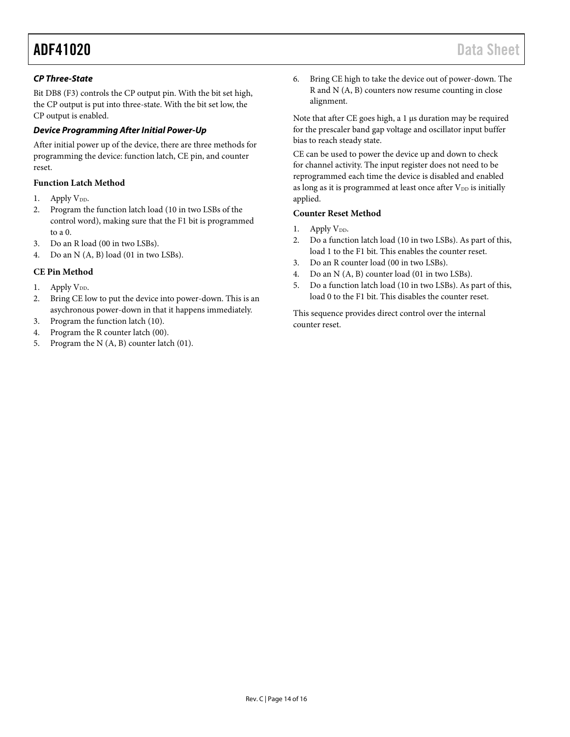### *CP Three-State*

Bit DB8 (F3) controls the CP output pin. With the bit set high, the CP output is put into three-state. With the bit set low, the CP output is enabled.

### *Device Programming After Initial Power-Up*

After initial power up of the device, there are three methods for programming the device: function latch, CE pin, and counter reset.

#### Function Latch Method

1. Apply $V_{DD}$.
2. Program the function latch load (10 in two LSBs of the control word), making sure that the F1 bit is programmed to a 0.
3. Do an R load (00 in two LSBs).
4. Do an N (A, B) load (01 in two LSBs).

#### CE Pin Method

1. Apply $V_{DD}$.
2. Bring CE low to put the device into power-down. This is an asychronous power-down in that it happens immediately.
3. Program the function latch (10).
4. Program the R counter latch (00).
5. Program the N (A, B) counter latch (01).
6. Bring CE high to take the device out of power-down. The R and N (A, B) counters now resume counting in close alignment.

Note that after CE goes high, a 1 µs duration may be required for the prescaler band gap voltage and oscillator input buffer bias to reach steady state.

CE can be used to power the device up and down to check for channel activity. The input register does not need to be reprogrammed each time the device is disabled and enabled as long as it is programmed at least once after $V_{DD}$ is initially applied.

#### Counter Reset Method

1. Apply $V_{DD}$.
2. Do a function latch load (10 in two LSBs). As part of this, load 1 to the F1 bit. This enables the counter reset.
3. Do an R counter load (00 in two LSBs).
4. Do an N (A, B) counter load (01 in two LSBs).
5. Do a function latch load (10 in two LSBs). As part of this, load 0 to the F1 bit. This disables the counter reset.

This sequence provides direct control over the internal counter reset.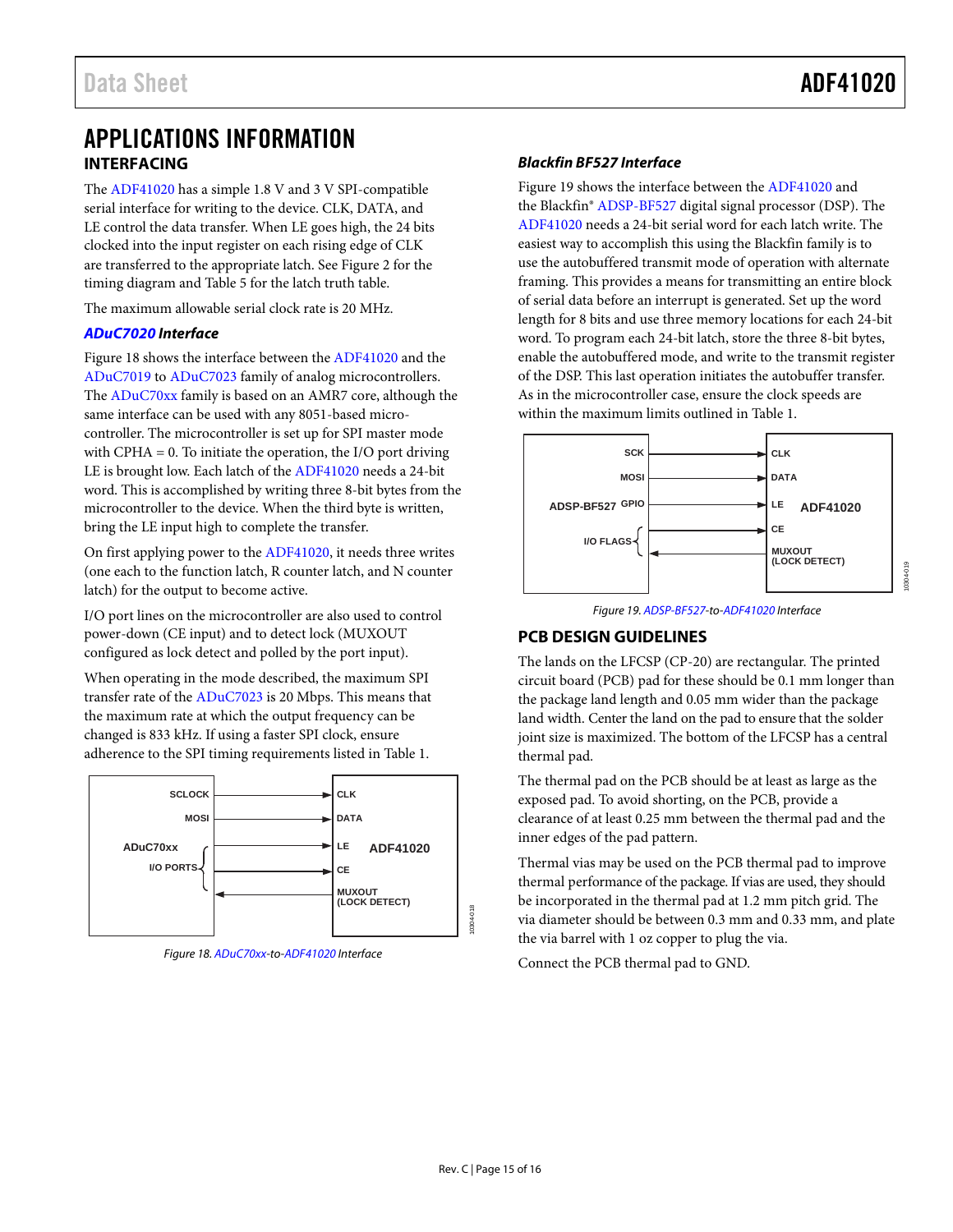# APPLICATIONS INFORMATION

## INTERFACING

The ADF41020 has a simple 1.8 V and 3 V SPI-compatible serial interface for writing to the device. CLK, DATA, and LE control the data transfer. When LE goes high, the 24 bits clocked into the input register on each rising edge of CLK are transferred to the appropriate latch. See Figure 2 for the timing diagram and Table 5 for the latch truth table.

The maximum allowable serial clock rate is 20 MHz.

### *ADuC7020 Interface*

Figure 18 shows the interface between the ADF41020 and the ADuC7019 to ADuC7023 family of analog microcontrollers. The ADuC70xx family is based on an AMR7 core, although the same interface can be used with any 8051-based microcontroller. The microcontroller is set up for SPI master mode with CPHA = 0. To initiate the operation, the I/O port driving LE is brought low. Each latch of the ADF41020 needs a 24-bit word. This is accomplished by writing three 8-bit bytes from the microcontroller to the device. When the third byte is written, bring the LE input high to complete the transfer.

On first applying power to the ADF41020, it needs three writes (one each to the function latch, R counter latch, and N counter latch) for the output to become active.

I/O port lines on the microcontroller are also used to control power-down (CE input) and to detect lock (MUXOUT configured as lock detect and polled by the port input).

When operating in the mode described, the maximum SPI transfer rate of the ADuC7023 is 20 Mbps. This means that the maximum rate at which the output frequency can be changed is 833 kHz. If using a faster SPI clock, ensure adherence to the SPI timing requirements listed in Table 1.

*Figure 18. ADuC70xx-to-ADF41020 Interface*

### *Blackfin BF527 Interface*

Figure 19 shows the interface between the ADF41020 and the Blackfin® ADSP-BF527 digital signal processor (DSP). The ADF41020 needs a 24-bit serial word for each latch write. The easiest way to accomplish this using the Blackfin family is to use the autobuffered transmit mode of operation with alternate framing. This provides a means for transmitting an entire block of serial data before an interrupt is generated. Set up the word length for 8 bits and use three memory locations for each 24-bit word. To program each 24-bit latch, store the three 8-bit bytes, enable the autobuffered mode, and write to the transmit register of the DSP. This last operation initiates the autobuffer transfer. As in the microcontroller case, ensure the clock speeds are within the maximum limits outlined in Table 1.

*Figure 19. ADSP-BF527-to-ADF41020 Interface*

## PCB DESIGN GUIDELINES

The lands on the LFCSP (CP-20) are rectangular. The printed circuit board (PCB) pad for these should be 0.1 mm longer than the package land length and 0.05 mm wider than the package land width. Center the land on the pad to ensure that the solder joint size is maximized. The bottom of the LFCSP has a central thermal pad.

The thermal pad on the PCB should be at least as large as the exposed pad. To avoid shorting, on the PCB, provide a clearance of at least 0.25 mm between the thermal pad and the inner edges of the pad pattern.

Thermal vias may be used on the PCB thermal pad to improve thermal performance of the package. If vias are used, they should be incorporated in the thermal pad at 1.2 mm pitch grid. The via diameter should be between 0.3 mm and 0.33 mm, and plate the via barrel with 1 oz copper to plug the via.

Connect the PCB thermal pad to GND.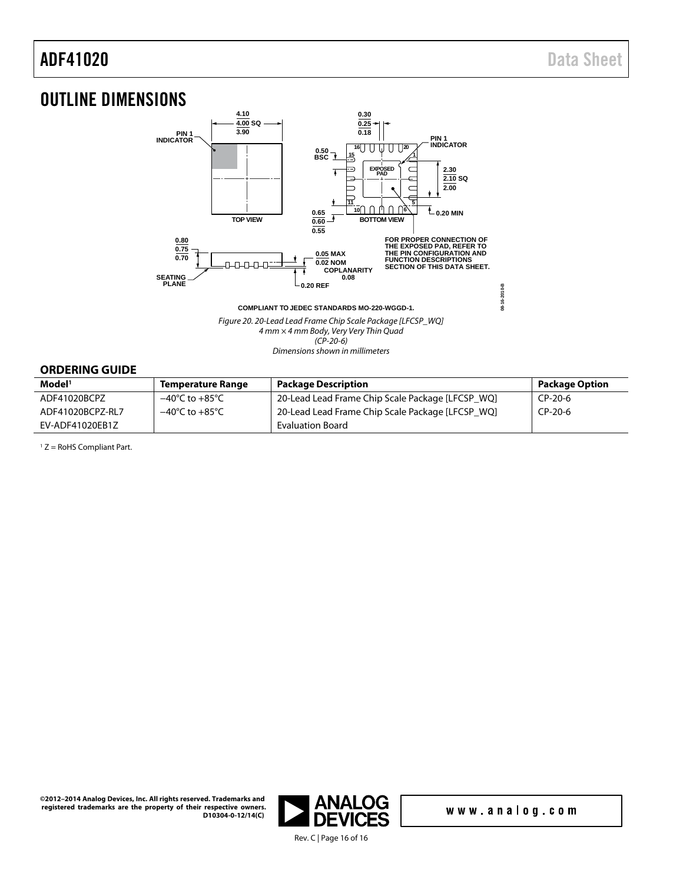# OUTLINE DIMENSIONS

4.10
4.00 SQ
3.90

PIN 1 INDICATOR

TOP VIEW

0.30
0.25
0.18

0.50 BSC

16
15
20
1
11
10
6
5

EXPOSED PAD

PIN 1 INDICATOR

2.30
2.10 SQ
2.00

0.65
0.60
0.55

BOTTOM VIEW

0.20 MIN

FOR PROPER CONNECTION OF THE EXPOSED PAD, REFER TO THE PIN CONFIGURATION AND FUNCTION DESCRIPTIONS SECTION OF THIS DATA SHEET.

0.80
0.75
0.70

SEATING PLANE

0.05 MAX
0.02 NOM

COPLANARITY
0.08

0.20 REF

COMPLIANT TO JEDEC STANDARDS MO-220-WGGD-1.

08-16-2010-B

*Figure 20. 20-Lead Lead Frame Chip Scale Package [LFCSP_WQ]*
*4 mm × 4 mm Body, Very Very Thin Quad*
*(CP-20-6)*
*Dimensions shown in millimeters*

## ORDERING GUIDE

| Model[1] | Temperature Range | Package Description | Package Option |
|---|---|---|---|
| ADF41020BCPZ | −40°C to +85°C | 20-Lead Lead Frame Chip Scale Package [LFCSP_WQ] | CP-20-6 |
| ADF41020BCPZ-RL7 | −40°C to +85°C | 20-Lead Lead Frame Chip Scale Package [LFCSP_WQ] | CP-20-6 |
| EV-ADF41020EB1Z | | Evaluation Board | |

[1] Z = RoHS Compliant Part.

**©2012–2014 Analog Devices, Inc. All rights reserved. Trademarks and registered trademarks are the property of their respective owners. D10304-0-12/14(C)**

www.analog.com